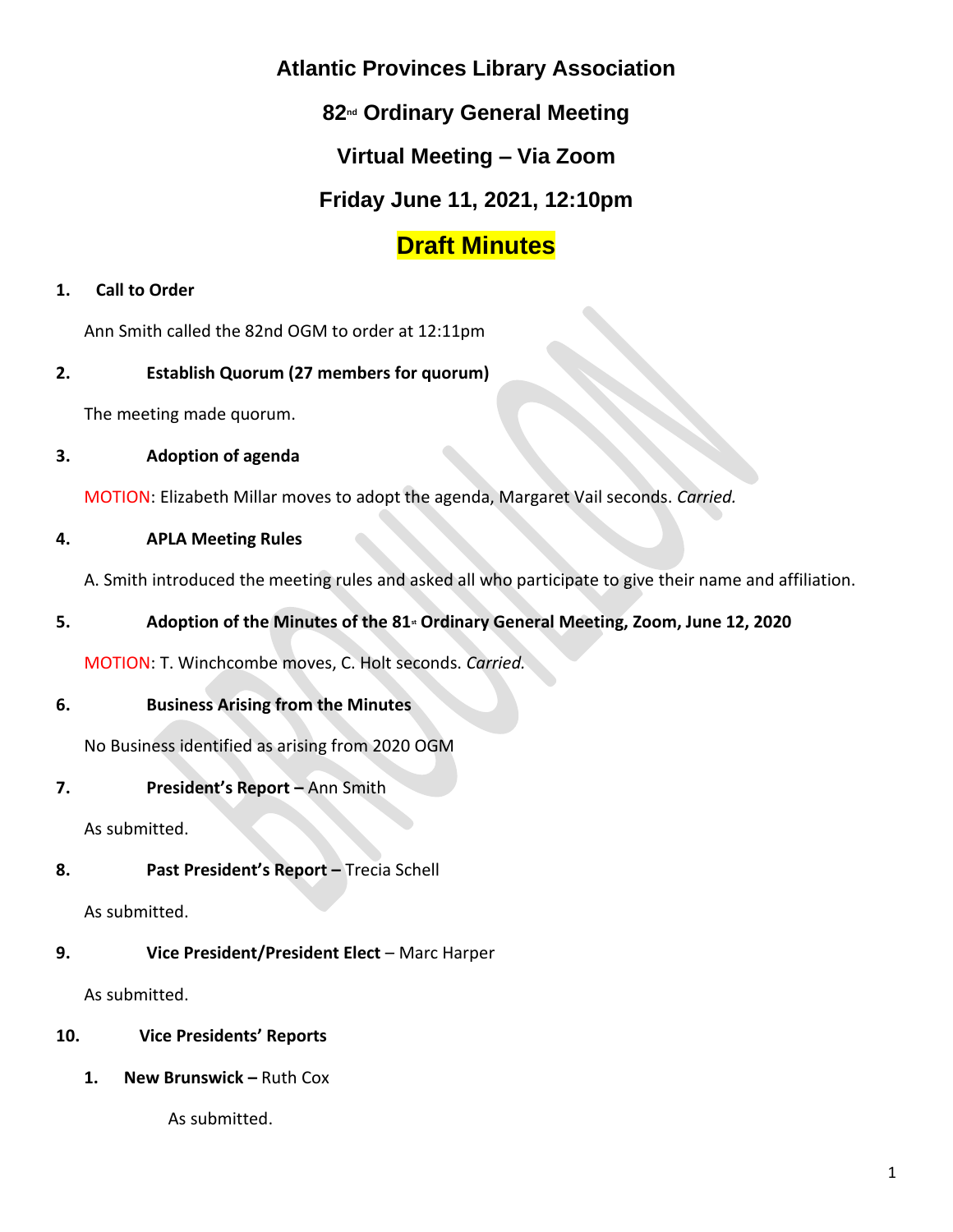# Atlantic Provinces Library Association

## 82nd Ordinary General Meeting

## Virtual Meeting – Via Zoom

## Friday June 11, 2021, 12:10pm

## Draft Minutes

**1. Call to Order**

Ann Smith called the 82nd OGM to order at 12:11pm

**2. Establish Quorum (27 members for quorum)**

The meeting made quorum.

**3. Adoption of agenda**

MOTION: Elizabeth Millar moves to adopt the agenda, Margaret Vail seconds. *Carried.*

**4. APLA Meeting Rules**

A. Smith introduced the meeting rules and asked all who participate to give their name and affiliation.

**5. Adoption of the Minutes of the 81st Ordinary General Meeting, Zoom, June 12, 2020**

MOTION: T. Winchcombe moves, C. Holt seconds. *Carried.*

**6. Business Arising from the Minutes**

No Business identified as arising from 2020 OGM

**7. President's Report –** Ann Smith

As submitted.

**8. Past President's Report –** Trecia Schell

As submitted.

**9. Vice President/President Elect** – Marc Harper

As submitted.

**10. Vice Presidents' Reports**

**1. New Brunswick –** Ruth Cox

As submitted.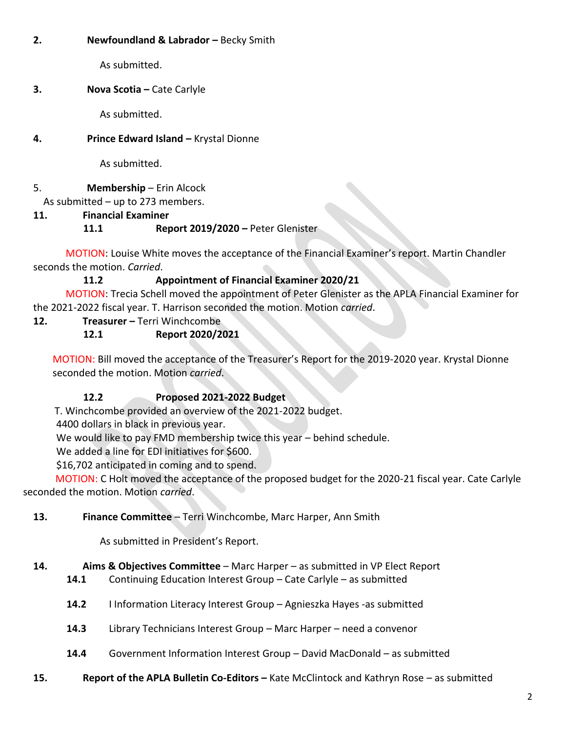**2.** **Newfoundland & Labrador –** Becky Smith

As submitted.

**3.** **Nova Scotia –** Cate Carlyle

As submitted.

**4.** **Prince Edward Island –** Krystal Dionne

As submitted.

5. **Membership** – Erin Alcock

As submitted – up to 273 members.

**11.** **Financial Examiner**

**11.1** **Report 2019/2020 –** Peter Glenister

MOTION: Louise White moves the acceptance of the Financial Examiner's report. Martin Chandler seconds the motion. *Carried*.

**11.2** **Appointment of Financial Examiner 2020/21**

MOTION: Trecia Schell moved the appointment of Peter Glenister as the APLA Financial Examiner for the 2021-2022 fiscal year. T. Harrison seconded the motion. Motion *carried*.

**12.** **Treasurer –** Terri Winchcombe

**12.1** **Report 2020/2021**

MOTION: Bill moved the acceptance of the Treasurer's Report for the 2019-2020 year. Krystal Dionne seconded the motion. Motion *carried*.

**12.2** **Proposed 2021-2022 Budget**

T. Winchcombe provided an overview of the 2021-2022 budget.
4400 dollars in black in previous year.
We would like to pay FMD membership twice this year – behind schedule.
We added a line for EDI initiatives for $600.
$16,702 anticipated in coming and to spend.

MOTION: C Holt moved the acceptance of the proposed budget for the 2020-21 fiscal year. Cate Carlyle seconded the motion. Motion *carried*.

**13.** **Finance Committee** – Terri Winchcombe, Marc Harper, Ann Smith

As submitted in President's Report.

**14.** **Aims & Objectives Committee** – Marc Harper – as submitted in VP Elect Report

**14.1** Continuing Education Interest Group – Cate Carlyle – as submitted

**14.2** I Information Literacy Interest Group – Agnieszka Hayes -as submitted

**14.3** Library Technicians Interest Group – Marc Harper – need a convenor

**14.4** Government Information Interest Group – David MacDonald – as submitted

**15.** **Report of the APLA Bulletin Co-Editors –** Kate McClintock and Kathryn Rose – as submitted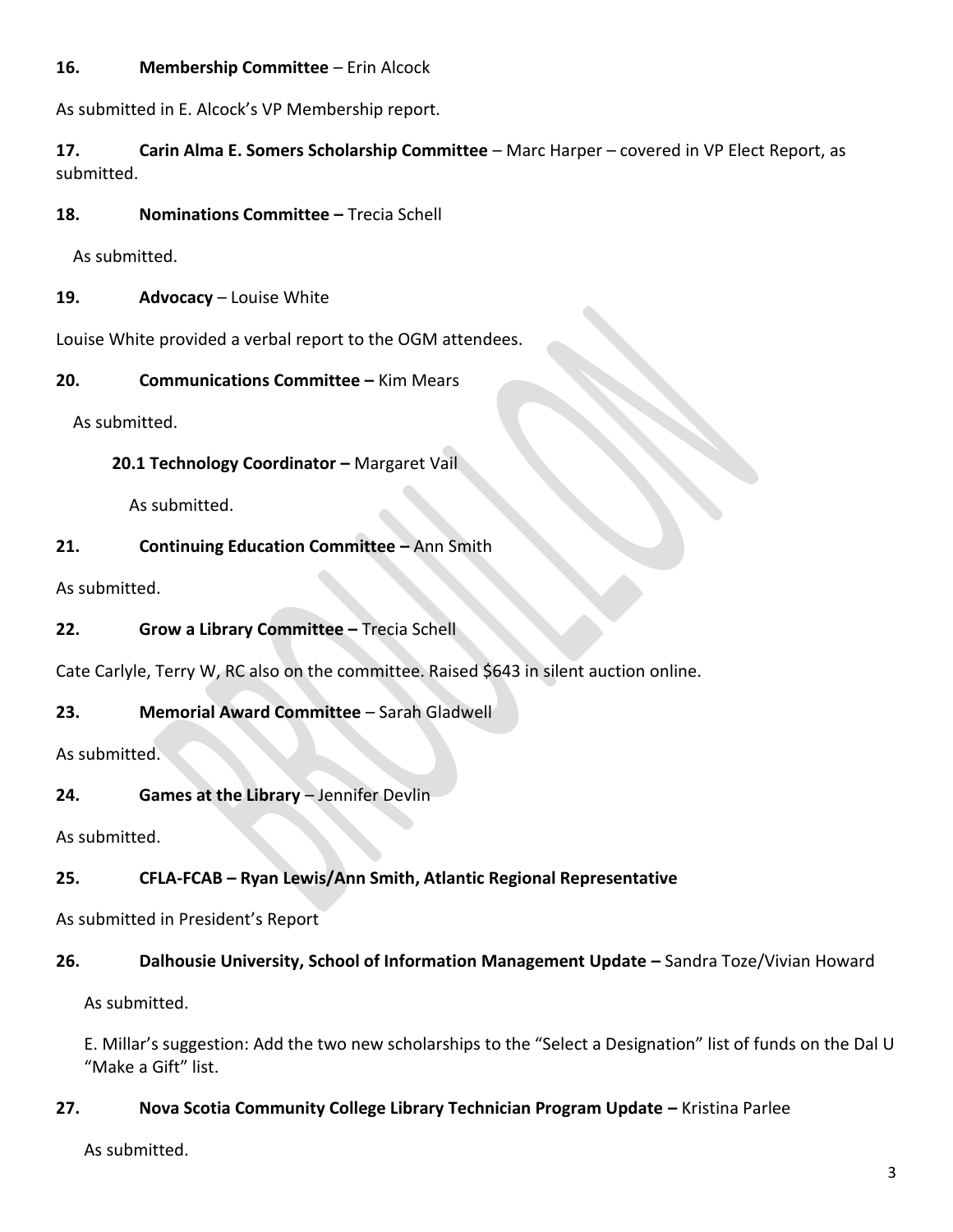**16. Membership Committee** – Erin Alcock

As submitted in E. Alcock's VP Membership report.

**17. Carin Alma E. Somers Scholarship Committee** – Marc Harper – covered in VP Elect Report, as submitted.

**18. Nominations Committee –** Trecia Schell

As submitted.

**19. Advocacy** – Louise White

Louise White provided a verbal report to the OGM attendees.

**20. Communications Committee –** Kim Mears

As submitted.

**20.1 Technology Coordinator –** Margaret Vail

As submitted.

**21. Continuing Education Committee –** Ann Smith

As submitted.

**22. Grow a Library Committee –** Trecia Schell

Cate Carlyle, Terry W, RC also on the committee. Raised $643 in silent auction online.

**23. Memorial Award Committee** – Sarah Gladwell

As submitted.

**24. Games at the Library** – Jennifer Devlin

As submitted.

**25. CFLA-FCAB – Ryan Lewis/Ann Smith, Atlantic Regional Representative**

As submitted in President's Report

**26. Dalhousie University, School of Information Management Update –** Sandra Toze/Vivian Howard

As submitted.

E. Millar's suggestion: Add the two new scholarships to the "Select a Designation" list of funds on the Dal U "Make a Gift" list.

**27. Nova Scotia Community College Library Technician Program Update –** Kristina Parlee

As submitted.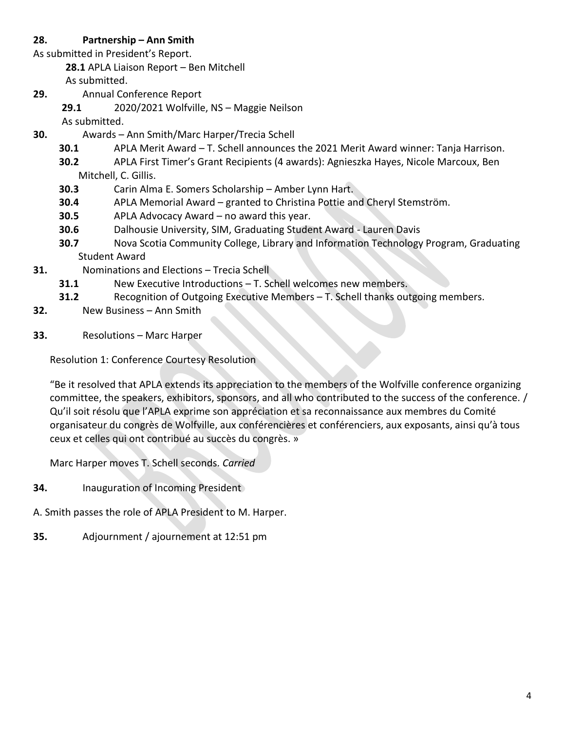**28. Partnership – Ann Smith**

As submitted in President's Report.

**28.1** APLA Liaison Report – Ben Mitchell

As submitted.

**29.** Annual Conference Report

**29.1** 2020/2021 Wolfville, NS – Maggie Neilson

As submitted.

**30.** Awards – Ann Smith/Marc Harper/Trecia Schell

**30.1** APLA Merit Award – T. Schell announces the 2021 Merit Award winner: Tanja Harrison.

**30.2** APLA First Timer's Grant Recipients (4 awards): Agnieszka Hayes, Nicole Marcoux, Ben Mitchell, C. Gillis.

**30.3** Carin Alma E. Somers Scholarship – Amber Lynn Hart.

**30.4** APLA Memorial Award – granted to Christina Pottie and Cheryl Stemström.

**30.5** APLA Advocacy Award – no award this year.

**30.6** Dalhousie University, SIM, Graduating Student Award - Lauren Davis

**30.7** Nova Scotia Community College, Library and Information Technology Program, Graduating Student Award

**31.** Nominations and Elections – Trecia Schell

**31.1** New Executive Introductions – T. Schell welcomes new members.

**31.2** Recognition of Outgoing Executive Members – T. Schell thanks outgoing members.

**32.** New Business – Ann Smith

**33.** Resolutions – Marc Harper

Resolution 1: Conference Courtesy Resolution

"Be it resolved that APLA extends its appreciation to the members of the Wolfville conference organizing committee, the speakers, exhibitors, sponsors, and all who contributed to the success of the conference. / Qu'il soit résolu que l'APLA exprime son appréciation et sa reconnaissance aux membres du Comité organisateur du congrès de Wolfville, aux conférencières et conférenciers, aux exposants, ainsi qu'à tous ceux et celles qui ont contribué au succès du congrès. »

Marc Harper moves T. Schell seconds. *Carried*

**34.** Inauguration of Incoming President

A. Smith passes the role of APLA President to M. Harper.

**35.** Adjournment / ajournement at 12:51 pm